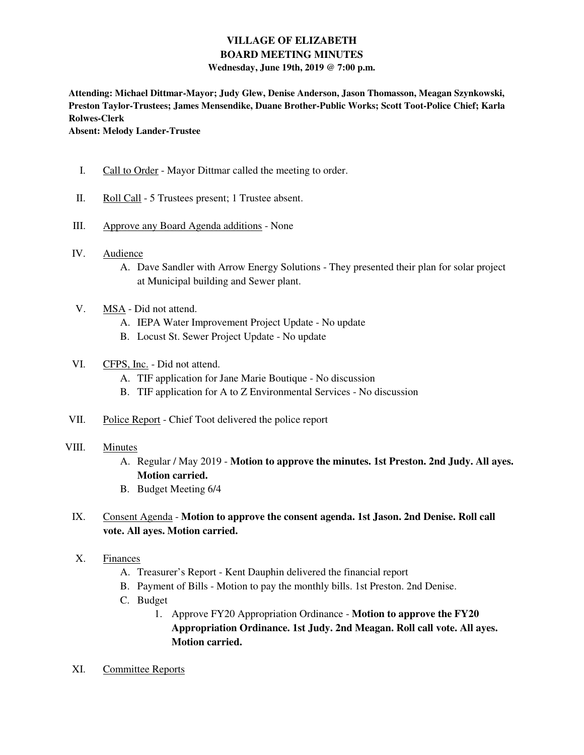# VILLAGE OF ELIZABETH
## BOARD MEETING MINUTES
### Wednesday, June 19th, 2019 @ 7:00 p.m.

**Attending: Michael Dittmar-Mayor; Judy Glew, Denise Anderson, Jason Thomasson, Meagan Szynkowski, Preston Taylor-Trustees; James Mensendike, Duane Brother-Public Works; Scott Toot-Police Chief; Karla Rolwes-Clerk**
**Absent: Melody Lander-Trustee**

I. Call to Order - Mayor Dittmar called the meeting to order.

II. Roll Call - 5 Trustees present; 1 Trustee absent.

III. Approve any Board Agenda additions - None

IV. Audience
   A. Dave Sandler with Arrow Energy Solutions - They presented their plan for solar project at Municipal building and Sewer plant.

V. MSA - Did not attend.
   A. IEPA Water Improvement Project Update - No update
   B. Locust St. Sewer Project Update - No update

VI. CFPS, Inc. - Did not attend.
   A. TIF application for Jane Marie Boutique - No discussion
   B. TIF application for A to Z Environmental Services - No discussion

VII. Police Report - Chief Toot delivered the police report

VIII. Minutes
   A. Regular / May 2019 - **Motion to approve the minutes. 1st Preston. 2nd Judy. All ayes. Motion carried.**
   B. Budget Meeting 6/4

IX. Consent Agenda - **Motion to approve the consent agenda. 1st Jason. 2nd Denise. Roll call vote. All ayes. Motion carried.**

X. Finances
   A. Treasurer's Report - Kent Dauphin delivered the financial report
   B. Payment of Bills - Motion to pay the monthly bills. 1st Preston. 2nd Denise.
   C. Budget
      1. Approve FY20 Appropriation Ordinance - **Motion to approve the FY20 Appropriation Ordinance. 1st Judy. 2nd Meagan. Roll call vote. All ayes. Motion carried.**

XI. Committee Reports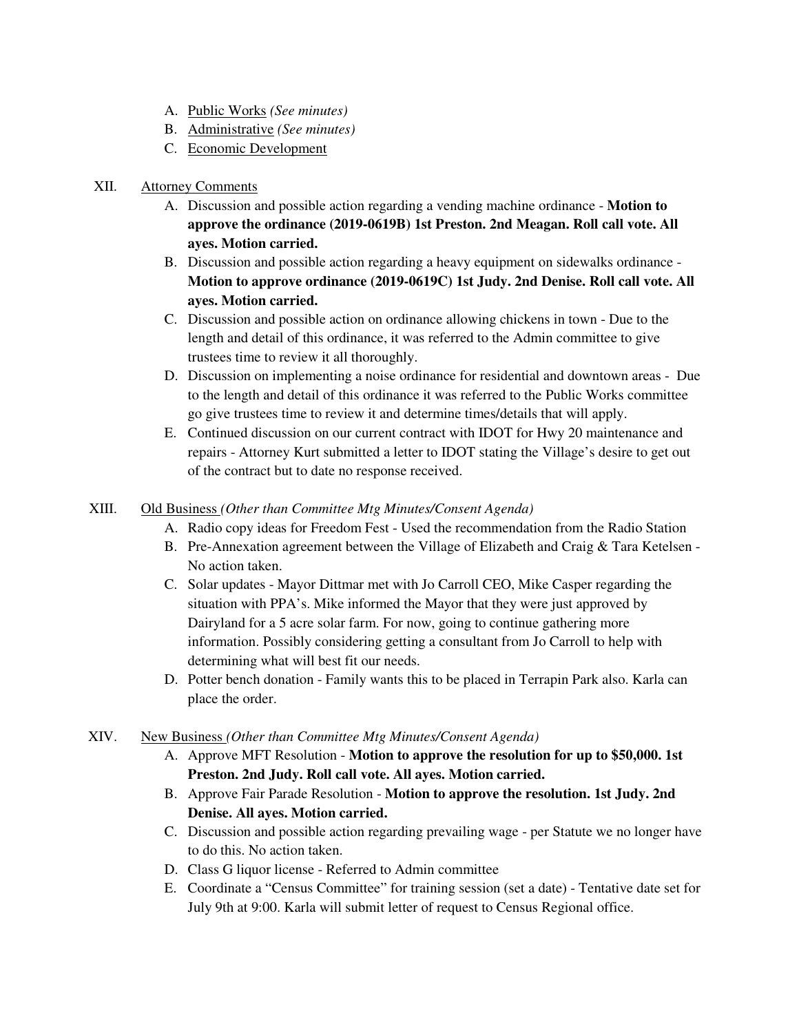A. Public Works *(See minutes)*
B. Administrative *(See minutes)*
C. Economic Development

XII. Attorney Comments

A. Discussion and possible action regarding a vending machine ordinance - **Motion to approve the ordinance (2019-0619B) 1st Preston. 2nd Meagan. Roll call vote. All ayes. Motion carried.**
B. Discussion and possible action regarding a heavy equipment on sidewalks ordinance - **Motion to approve ordinance (2019-0619C) 1st Judy. 2nd Denise. Roll call vote. All ayes. Motion carried.**
C. Discussion and possible action on ordinance allowing chickens in town - Due to the length and detail of this ordinance, it was referred to the Admin committee to give trustees time to review it all thoroughly.
D. Discussion on implementing a noise ordinance for residential and downtown areas - Due to the length and detail of this ordinance it was referred to the Public Works committee go give trustees time to review it and determine times/details that will apply.
E. Continued discussion on our current contract with IDOT for Hwy 20 maintenance and repairs - Attorney Kurt submitted a letter to IDOT stating the Village's desire to get out of the contract but to date no response received.

XIII. Old Business *(Other than Committee Mtg Minutes/Consent Agenda)*

A. Radio copy ideas for Freedom Fest - Used the recommendation from the Radio Station
B. Pre-Annexation agreement between the Village of Elizabeth and Craig & Tara Ketelsen - No action taken.
C. Solar updates - Mayor Dittmar met with Jo Carroll CEO, Mike Casper regarding the situation with PPA's. Mike informed the Mayor that they were just approved by Dairyland for a 5 acre solar farm. For now, going to continue gathering more information. Possibly considering getting a consultant from Jo Carroll to help with determining what will best fit our needs.
D. Potter bench donation - Family wants this to be placed in Terrapin Park also. Karla can place the order.

XIV. New Business *(Other than Committee Mtg Minutes/Consent Agenda)*

A. Approve MFT Resolution - **Motion to approve the resolution for up to $50,000. 1st Preston. 2nd Judy. Roll call vote. All ayes. Motion carried.**
B. Approve Fair Parade Resolution - **Motion to approve the resolution. 1st Judy. 2nd Denise. All ayes. Motion carried.**
C. Discussion and possible action regarding prevailing wage - per Statute we no longer have to do this. No action taken.
D. Class G liquor license - Referred to Admin committee
E. Coordinate a "Census Committee" for training session (set a date) - Tentative date set for July 9th at 9:00. Karla will submit letter of request to Census Regional office.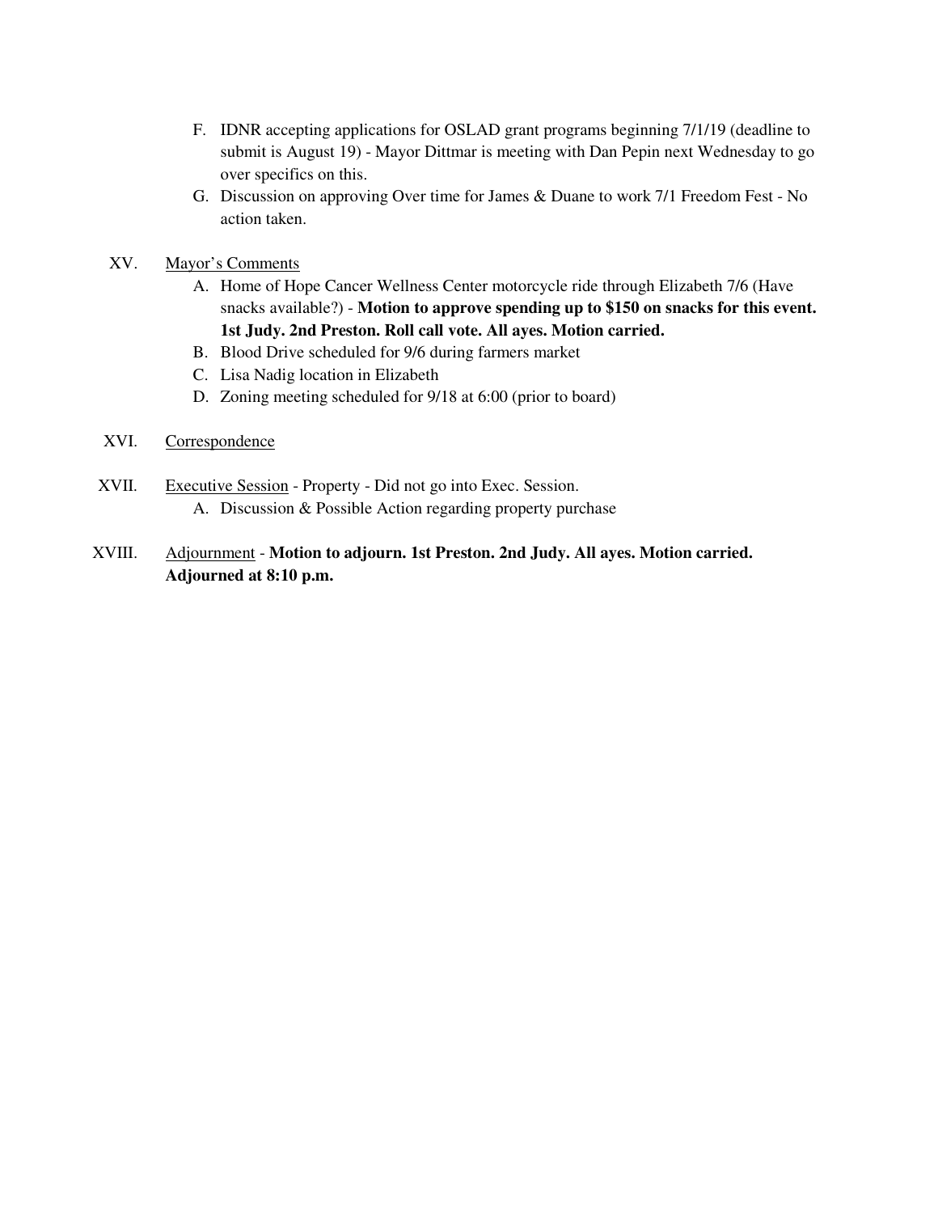F. IDNR accepting applications for OSLAD grant programs beginning 7/1/19 (deadline to submit is August 19) - Mayor Dittmar is meeting with Dan Pepin next Wednesday to go over specifics on this.

G. Discussion on approving Over time for James & Duane to work 7/1 Freedom Fest - No action taken.

XV. Mayor's Comments

A. Home of Hope Cancer Wellness Center motorcycle ride through Elizabeth 7/6 (Have snacks available?) - **Motion to approve spending up to $150 on snacks for this event. 1st Judy. 2nd Preston. Roll call vote. All ayes. Motion carried.**

B. Blood Drive scheduled for 9/6 during farmers market

C. Lisa Nadig location in Elizabeth

D. Zoning meeting scheduled for 9/18 at 6:00 (prior to board)

XVI. Correspondence

XVII. Executive Session - Property - Did not go into Exec. Session.

A. Discussion & Possible Action regarding property purchase

XVIII. Adjournment - **Motion to adjourn. 1st Preston. 2nd Judy. All ayes. Motion carried. Adjourned at 8:10 p.m.**